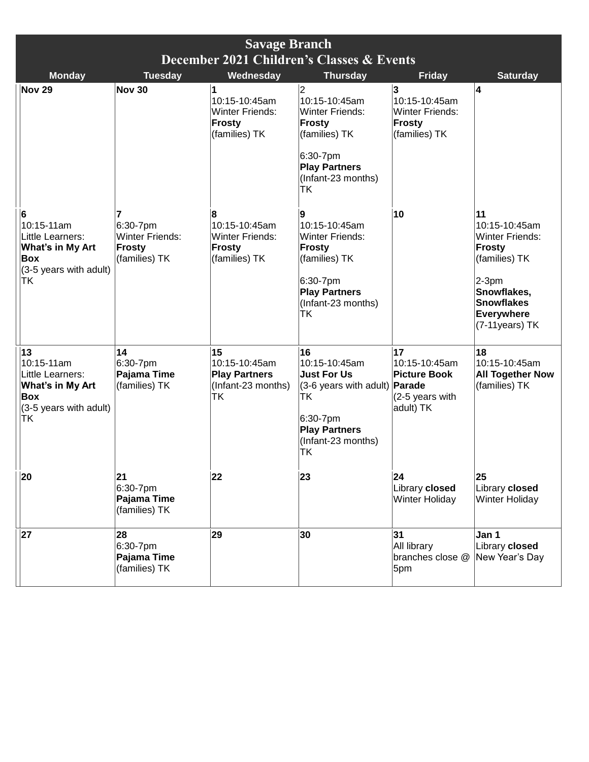# Savage Branch
## December 2021 Children's Classes & Events

| Monday | Tuesday | Wednesday | Thursday | Friday | Saturday |
|---|---|---|---|---|---|
| **Nov 29** | **Nov 30** | **1**<br>10:15-10:45am<br>Winter Friends: **Frosty**<br>(families) TK | 2<br>10:15-10:45am<br>Winter Friends: **Frosty**<br>(families) TK<br><br>6:30-7pm<br>**Play Partners**<br>(Infant-23 months) TK | **3**<br>10:15-10:45am<br>Winter Friends: **Frosty**<br>(families) TK | **4** |
| **6**<br>10:15-11am<br>Little Learners: **What's in My Art Box**<br>(3-5 years with adult) TK | **7**<br>6:30-7pm<br>Winter Friends: **Frosty**<br>(families) TK | **8**<br>10:15-10:45am<br>Winter Friends: **Frosty**<br>(families) TK | **9**<br>10:15-10:45am<br>Winter Friends: **Frosty**<br>(families) TK<br><br>6:30-7pm<br>**Play Partners**<br>(Infant-23 months) TK | **10** | **11**<br>10:15-10:45am<br>Winter Friends: **Frosty**<br>(families) TK<br><br>2-3pm<br>**Snowflakes, Snowflakes Everywhere**<br>(7-11years) TK |
| **13**<br>10:15-11am<br>Little Learners: **What's in My Art Box**<br>(3-5 years with adult) TK | **14**<br>6:30-7pm<br>**Pajama Time**<br>(families) TK | **15**<br>10:15-10:45am<br>**Play Partners**<br>(Infant-23 months) TK | **16**<br>10:15-10:45am<br>**Just For Us**<br>(3-6 years with adult) TK<br><br>6:30-7pm<br>**Play Partners**<br>(Infant-23 months) TK | **17**<br>10:15-10:45am<br>**Picture Book Parade**<br>(2-5 years with adult) TK | **18**<br>10:15-10:45am<br>**All Together Now**<br>(families) TK |
| **20** | **21**<br>6:30-7pm<br>**Pajama Time**<br>(families) TK | **22** | **23** | **24**<br>Library **closed**<br>Winter Holiday | **25**<br>Library **closed**<br>Winter Holiday |
| **27** | **28**<br>6:30-7pm<br>**Pajama Time**<br>(families) TK | **29** | **30** | **31**<br>All library branches close @ 5pm | **Jan 1**<br>Library **closed**<br>New Year's Day |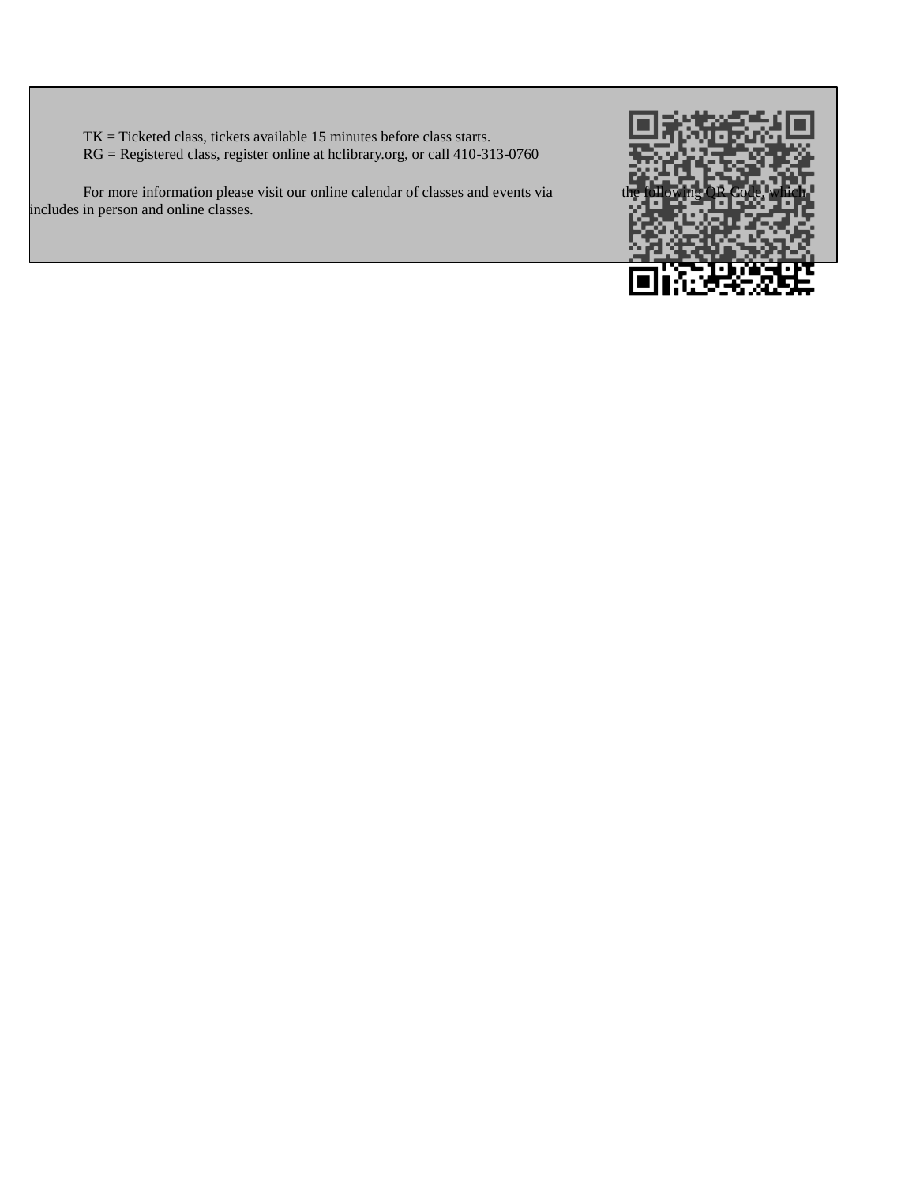TK = Ticketed class, tickets available 15 minutes before class starts.
RG = Registered class, register online at hclibrary.org, or call 410-313-0760

For more information please visit our online calendar of classes and events via the following QR Code, which includes in person and online classes.